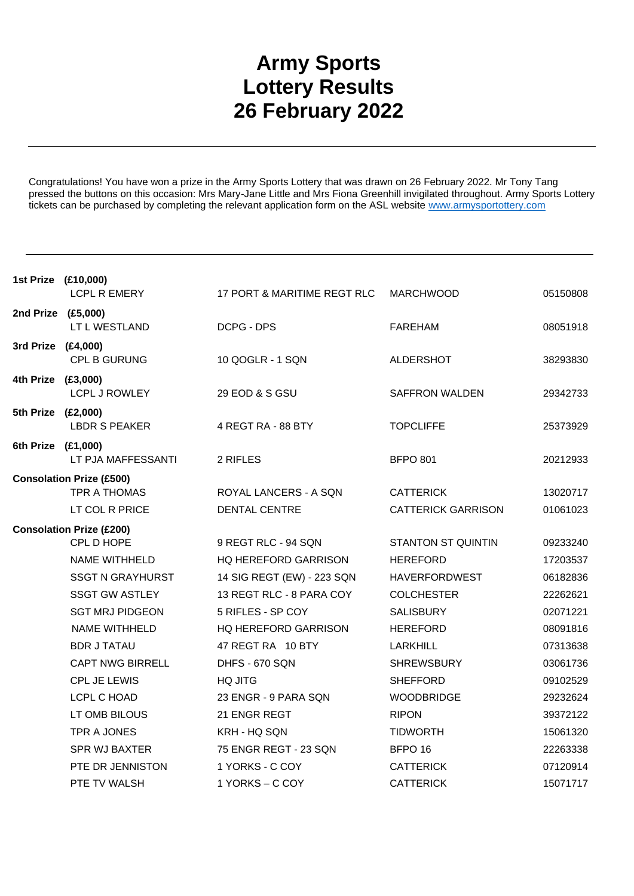# Army Sports Lottery Results 26 February 2022

Congratulations! You have won a prize in the Army Sports Lottery that was drawn on 26 February 2022. Mr Tony Tang pressed the buttons on this occasion: Mrs Mary-Jane Little and Mrs Fiona Greenhill invigilated throughout. Army Sports Lottery tickets can be purchased by completing the relevant application form on the ASL website [www.armysportottery.com](www.armysportottery.com)

| Prize | Name | Unit | Location | Number |
|---|---|---|---|---|
| **1st Prize (£10,000)** | | | | |
| | LCPL R EMERY | 17 PORT & MARITIME REGT RLC | MARCHWOOD | 05150808 |
| **2nd Prize (£5,000)** | | | | |
| | LT L WESTLAND | DCPG - DPS | FAREHAM | 08051918 |
| **3rd Prize (£4,000)** | | | | |
| | CPL B GURUNG | 10 QOGLR - 1 SQN | ALDERSHOT | 38293830 |
| **4th Prize (£3,000)** | | | | |
| | LCPL J ROWLEY | 29 EOD & S GSU | SAFFRON WALDEN | 29342733 |
| **5th Prize (£2,000)** | | | | |
| | LBDR S PEAKER | 4 REGT RA - 88 BTY | TOPCLIFFE | 25373929 |
| **6th Prize (£1,000)** | | | | |
| | LT PJA MAFFESSANTI | 2 RIFLES | BFPO 801 | 20212933 |
| **Consolation Prize (£500)** | | | | |
| | TPR A THOMAS | ROYAL LANCERS - A SQN | CATTERICK | 13020717 |
| | LT COL R PRICE | DENTAL CENTRE | CATTERICK GARRISON | 01061023 |
| **Consolation Prize (£200)** | | | | |
| | CPL D HOPE | 9 REGT RLC - 94 SQN | STANTON ST QUINTIN | 09233240 |
| | NAME WITHHELD | HQ HEREFORD GARRISON | HEREFORD | 17203537 |
| | SSGT N GRAYHURST | 14 SIG REGT (EW) - 223 SQN | HAVERFORDWEST | 06182836 |
| | SSGT GW ASTLEY | 13 REGT RLC - 8 PARA COY | COLCHESTER | 22262621 |
| | SGT MRJ PIDGEON | 5 RIFLES - SP COY | SALISBURY | 02071221 |
| | NAME WITHHELD | HQ HEREFORD GARRISON | HEREFORD | 08091816 |
| | BDR J TATAU | 47 REGT RA 10 BTY | LARKHILL | 07313638 |
| | CAPT NWG BIRRELL | DHFS - 670 SQN | SHREWSBURY | 03061736 |
| | CPL JE LEWIS | HQ JITG | SHEFFORD | 09102529 |
| | LCPL C HOAD | 23 ENGR - 9 PARA SQN | WOODBRIDGE | 29232624 |
| | LT OMB BILOUS | 21 ENGR REGT | RIPON | 39372122 |
| | TPR A JONES | KRH - HQ SQN | TIDWORTH | 15061320 |
| | SPR WJ BAXTER | 75 ENGR REGT - 23 SQN | BFPO 16 | 22263338 |
| | PTE DR JENNISTON | 1 YORKS - C COY | CATTERICK | 07120914 |
| | PTE TV WALSH | 1 YORKS – C COY | CATTERICK | 15071717 |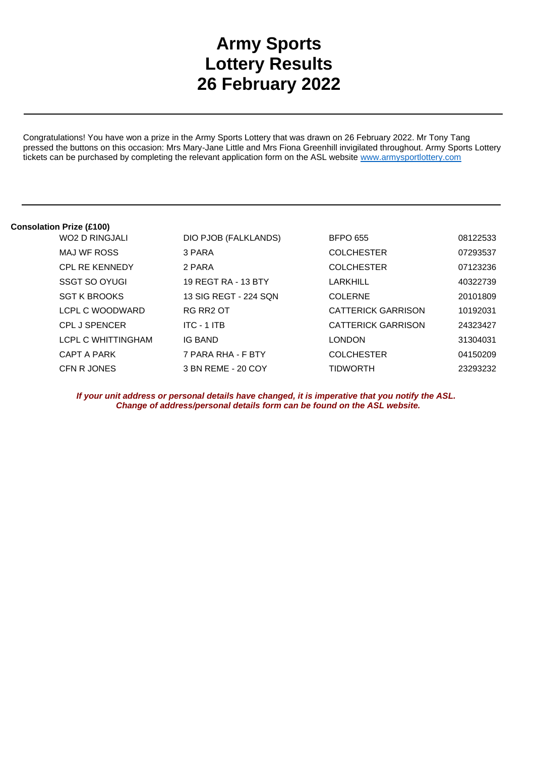# Army Sports Lottery Results 26 February 2022

Congratulations! You have won a prize in the Army Sports Lottery that was drawn on 26 February 2022. Mr Tony Tang pressed the buttons on this occasion: Mrs Mary-Jane Little and Mrs Fiona Greenhill invigilated throughout. Army Sports Lottery tickets can be purchased by completing the relevant application form on the ASL website [www.armysportlottery.com](http://www.armysportlottery.com)

---

---

**Consolation Prize (£100)**

| | | | |
|---|---|---|---|
| WO2 D RINGJALI | DIO PJOB (FALKLANDS) | BFPO 655 | 08122533 |
| MAJ WF ROSS | 3 PARA | COLCHESTER | 07293537 |
| CPL RE KENNEDY | 2 PARA | COLCHESTER | 07123236 |
| SSGT SO OYUGI | 19 REGT RA - 13 BTY | LARKHILL | 40322739 |
| SGT K BROOKS | 13 SIG REGT - 224 SQN | COLERNE | 20101809 |
| LCPL C WOODWARD | RG RR2 OT | CATTERICK GARRISON | 10192031 |
| CPL J SPENCER | ITC - 1 ITB | CATTERICK GARRISON | 24323427 |
| LCPL C WHITTINGHAM | IG BAND | LONDON | 31304031 |
| CAPT A PARK | 7 PARA RHA - F BTY | COLCHESTER | 04150209 |
| CFN R JONES | 3 BN REME - 20 COY | TIDWORTH | 23293232 |

***If your unit address or personal details have changed, it is imperative that you notify the ASL. Change of address/personal details form can be found on the ASL website.***